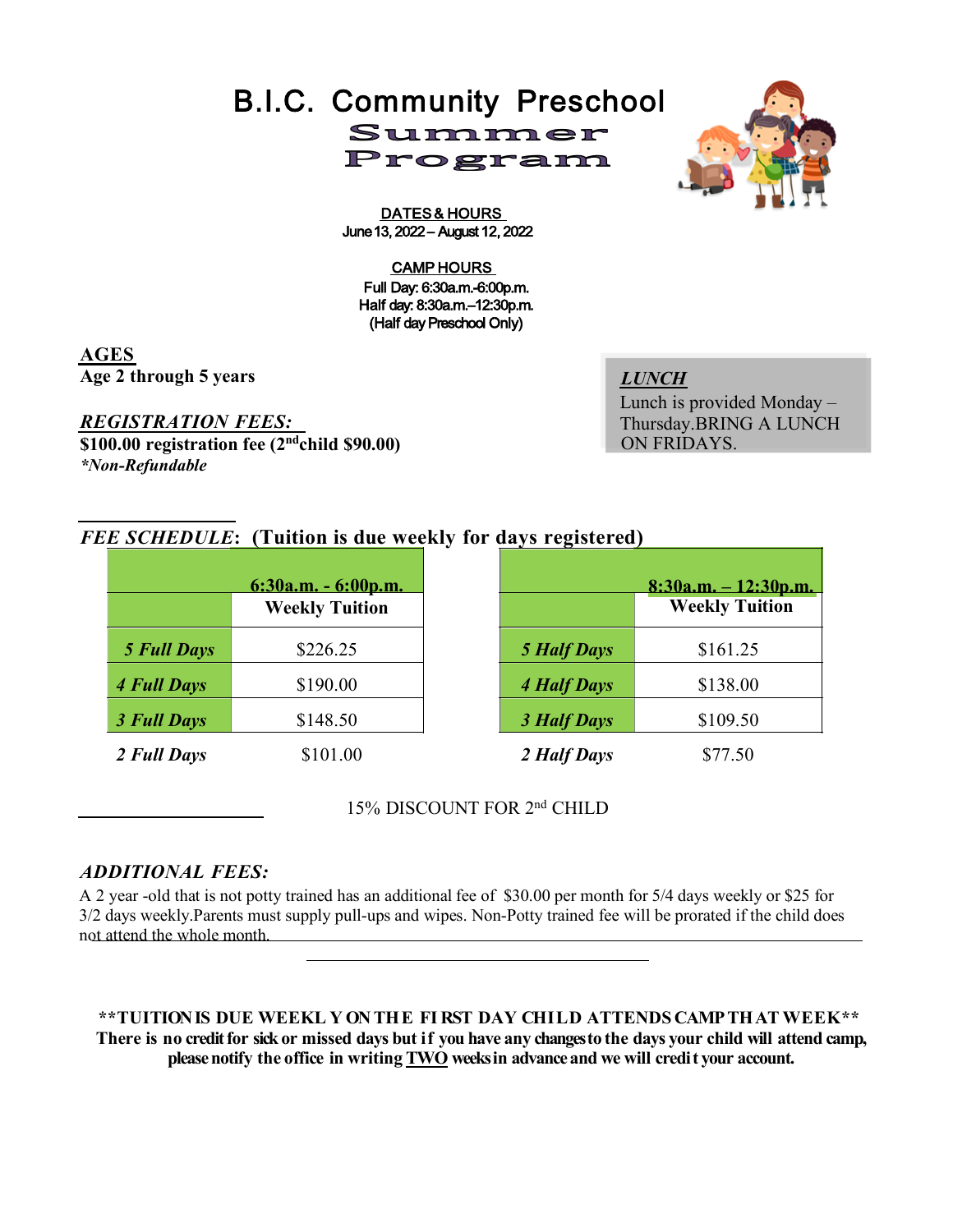# B.I.C. Community Preschool

## Summer Program

**DATES & HOURS**
June 13, 2022 – August 12, 2022

**CAMP HOURS**
Full Day: 6:30a.m.-6:00p.m.
Half day: 8:30a.m.–12:30p.m.
(Half day Preschool Only)

**AGES**
**Age 2 through 5 years**

***REGISTRATION FEES:***
**$100.00 registration fee (2nd child $90.00)**
***Non-Refundable***

***LUNCH***
Lunch is provided Monday – Thursday.BRING A LUNCH ON FRIDAYS.

***FEE SCHEDULE*: (Tuition is due weekly for days registered)**

| | 6:30a.m. - 6:00p.m. Weekly Tuition |
|---|---|
| *5 Full Days* | $226.25 |
| *4 Full Days* | $190.00 |
| *3 Full Days* | $148.50 |
| *2 Full Days* | $101.00 |

| | 8:30a.m. – 12:30p.m. Weekly Tuition |
|---|---|
| *5 Half Days* | $161.25 |
| *4 Half Days* | $138.00 |
| *3 Half Days* | $109.50 |
| *2 Half Days* | $77.50 |

15% DISCOUNT FOR 2nd CHILD

***ADDITIONAL FEES:***
A 2 year -old that is not potty trained has an additional fee of $30.00 per month for 5/4 days weekly or $25 for 3/2 days weekly.Parents must supply pull-ups and wipes. Non-Potty trained fee will be prorated if the child does not attend the whole month.

**\*\*TUITION IS DUE WEEKLY ON THE FIRST DAY CHILD ATTENDS CAMP THAT WEEK\*\***
**There is no credit for sick or missed days but if you have any changes to the days your child will attend camp, please notify the office in writing TWO weeks in advance and we will credit your account.**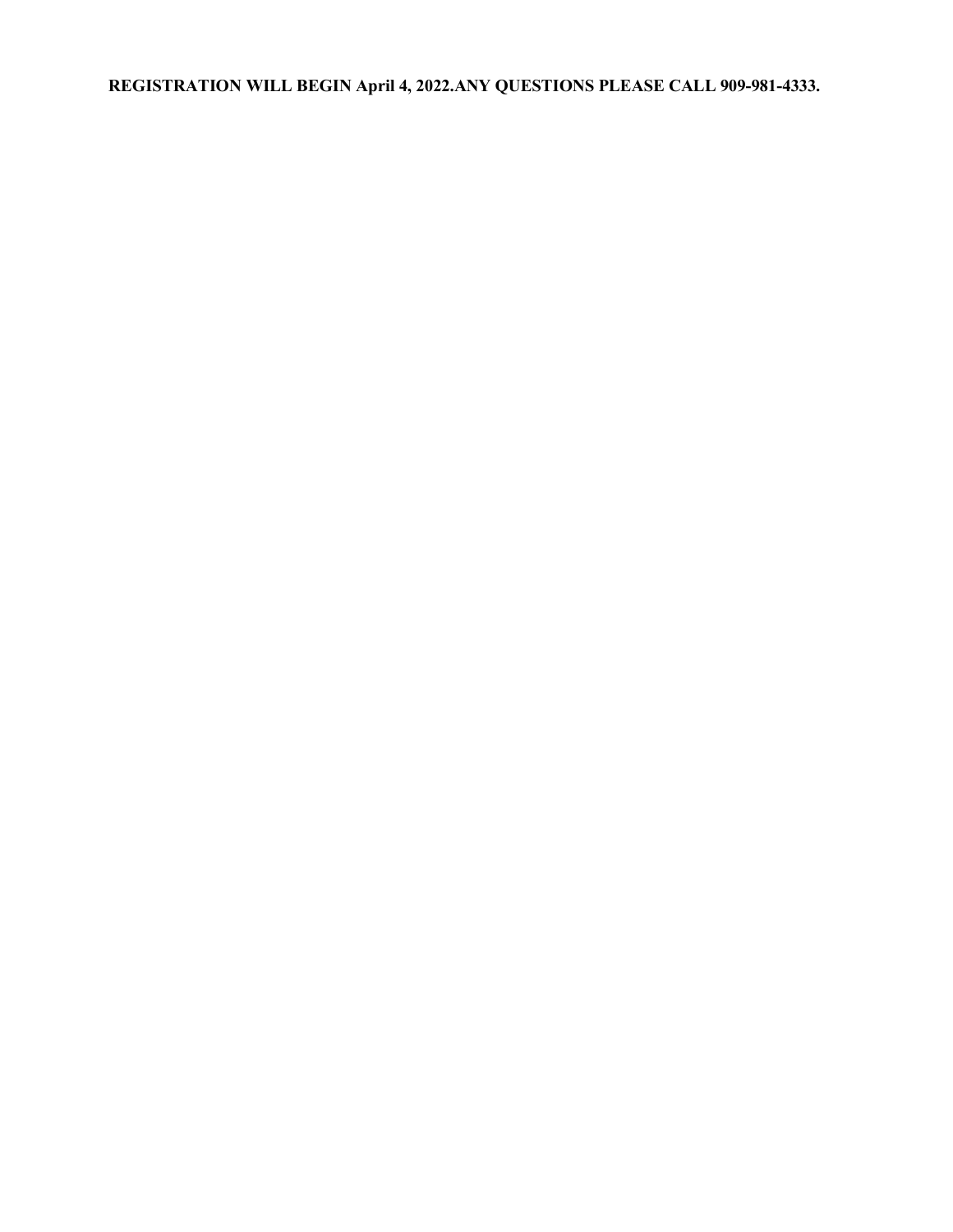**REGISTRATION WILL BEGIN April 4, 2022.ANY QUESTIONS PLEASE CALL 909-981-4333.**